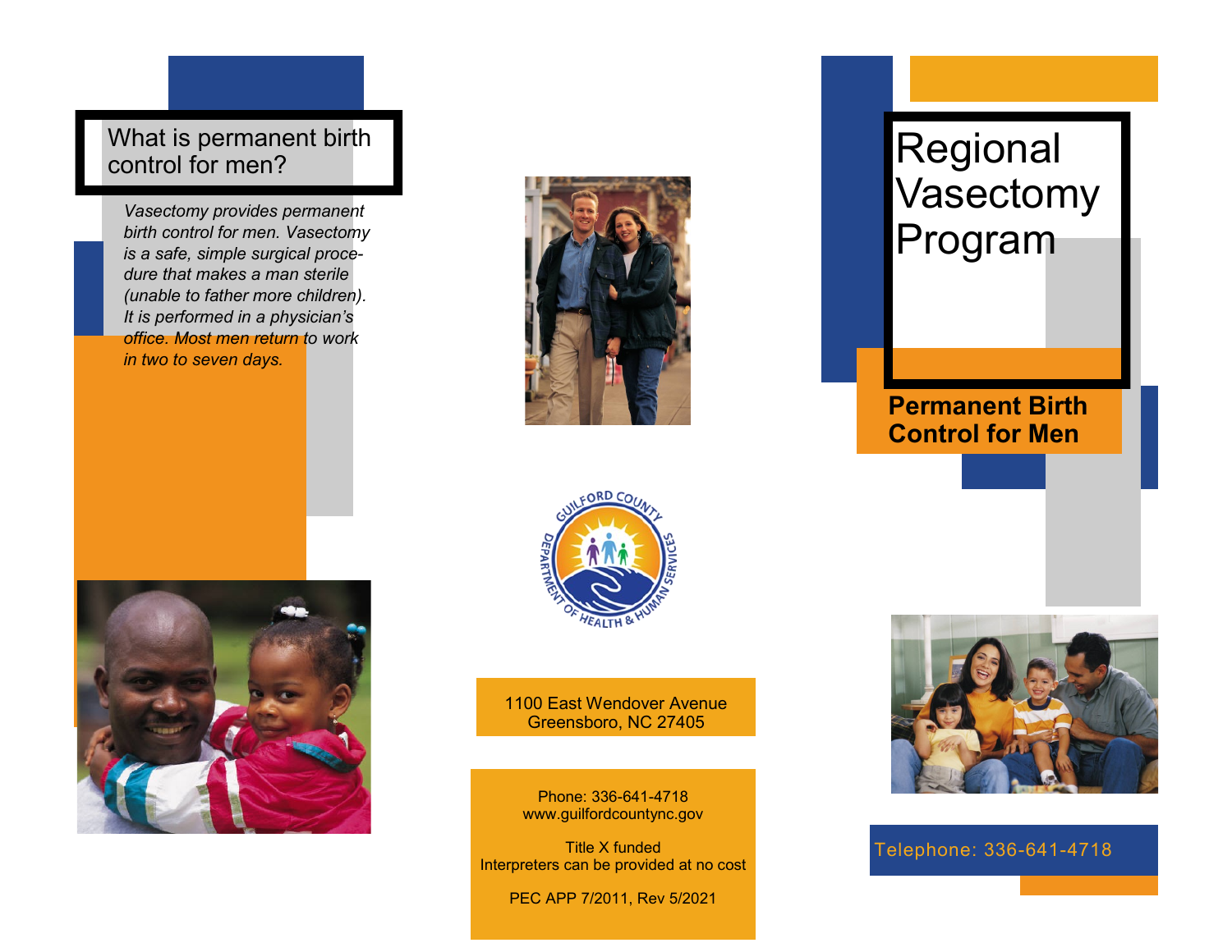## What is permanent birth control for men?

*Vasectomy provides permanent birth control for men. Vasectomy is a safe, simple surgical procedure that makes a man sterile (unable to father more children). It is performed in a physician's office. Most men return to work in two to seven days.*

1100 East Wendover Avenue
Greensboro, NC 27405

Phone: 336-641-4718
www.guilfordcountync.gov

Title X funded
Interpreters can be provided at no cost

PEC APP 7/2011, Rev 5/2021

# Regional Vasectomy Program

**Permanent Birth Control for Men**

Telephone: 336-641-4718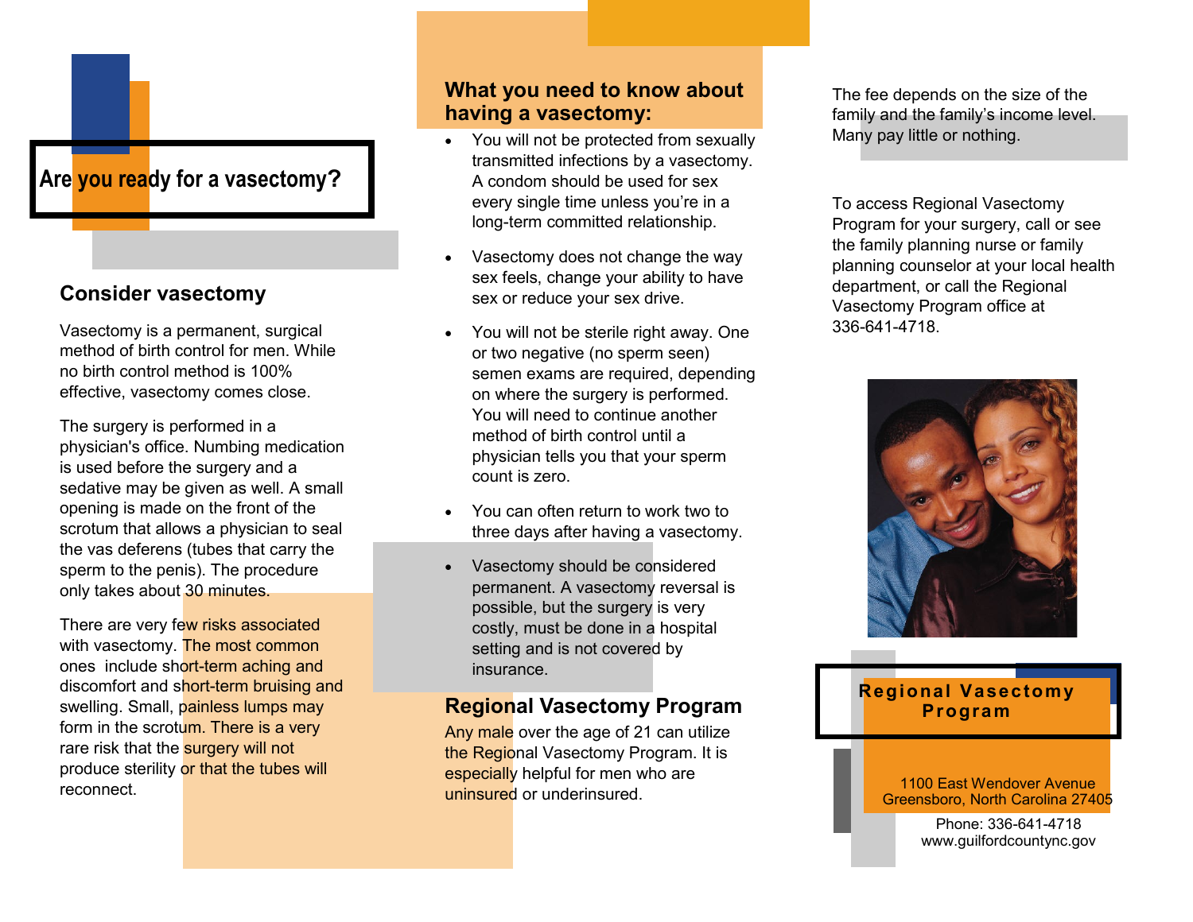# Are you ready for a vasectomy?

## Consider vasectomy

Vasectomy is a permanent, surgical method of birth control for men. While no birth control method is 100% effective, vasectomy comes close.

The surgery is performed in a physician's office. Numbing medication is used before the surgery and a sedative may be given as well. A small opening is made on the front of the scrotum that allows a physician to seal the vas deferens (tubes that carry the sperm to the penis). The procedure only takes about 30 minutes.

There are very few risks associated with vasectomy. The most common ones include short-term aching and discomfort and short-term bruising and swelling. Small, painless lumps may form in the scrotum. There is a very rare risk that the surgery will not produce sterility or that the tubes will reconnect.

## What you need to know about having a vasectomy:

- You will not be protected from sexually transmitted infections by a vasectomy. A condom should be used for sex every single time unless you're in a long-term committed relationship.
- Vasectomy does not change the way sex feels, change your ability to have sex or reduce your sex drive.
- You will not be sterile right away. One or two negative (no sperm seen) semen exams are required, depending on where the surgery is performed. You will need to continue another method of birth control until a physician tells you that your sperm count is zero.
- You can often return to work two to three days after having a vasectomy.
- Vasectomy should be considered permanent. A vasectomy reversal is possible, but the surgery is very costly, must be done in a hospital setting and is not covered by insurance.

## Regional Vasectomy Program

Any male over the age of 21 can utilize the Regional Vasectomy Program. It is especially helpful for men who are uninsured or underinsured.

The fee depends on the size of the family and the family's income level. Many pay little or nothing.

To access Regional Vasectomy Program for your surgery, call or see the family planning nurse or family planning counselor at your local health department, or call the Regional Vasectomy Program office at 336-641-4718.

**Regional Vasectomy Program**

1100 East Wendover Avenue
Greensboro, North Carolina 27405

Phone: 336-641-4718
www.guilfordcountync.gov